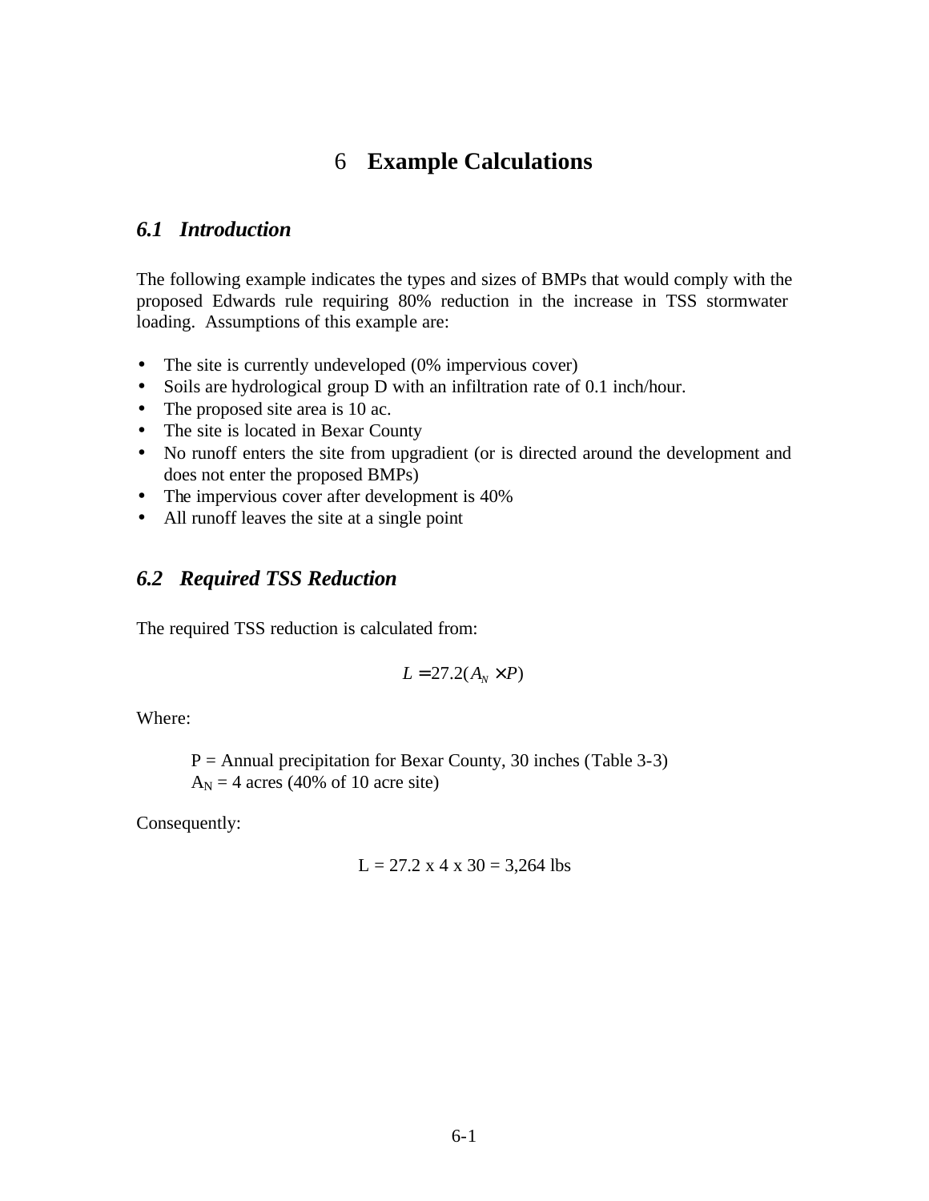# 6 Example Calculations

## *6.1 Introduction*

The following example indicates the types and sizes of BMPs that would comply with the proposed Edwards rule requiring 80% reduction in the increase in TSS stormwater loading. Assumptions of this example are:

- The site is currently undeveloped (0% impervious cover)
- Soils are hydrological group D with an infiltration rate of 0.1 inch/hour.
- The proposed site area is 10 ac.
- The site is located in Bexar County
- No runoff enters the site from upgradient (or is directed around the development and does not enter the proposed BMPs)
- The impervious cover after development is 40%
- All runoff leaves the site at a single point

## *6.2 Required TSS Reduction*

The required TSS reduction is calculated from:

$$L = 27.2(A_N \times P)$$

Where:

P = Annual precipitation for Bexar County, 30 inches (Table 3-3)
$A_N$ = 4 acres (40% of 10 acre site)

Consequently:

$$L = 27.2 \times 4 \times 30 = 3{,}264 \text{ lbs}$$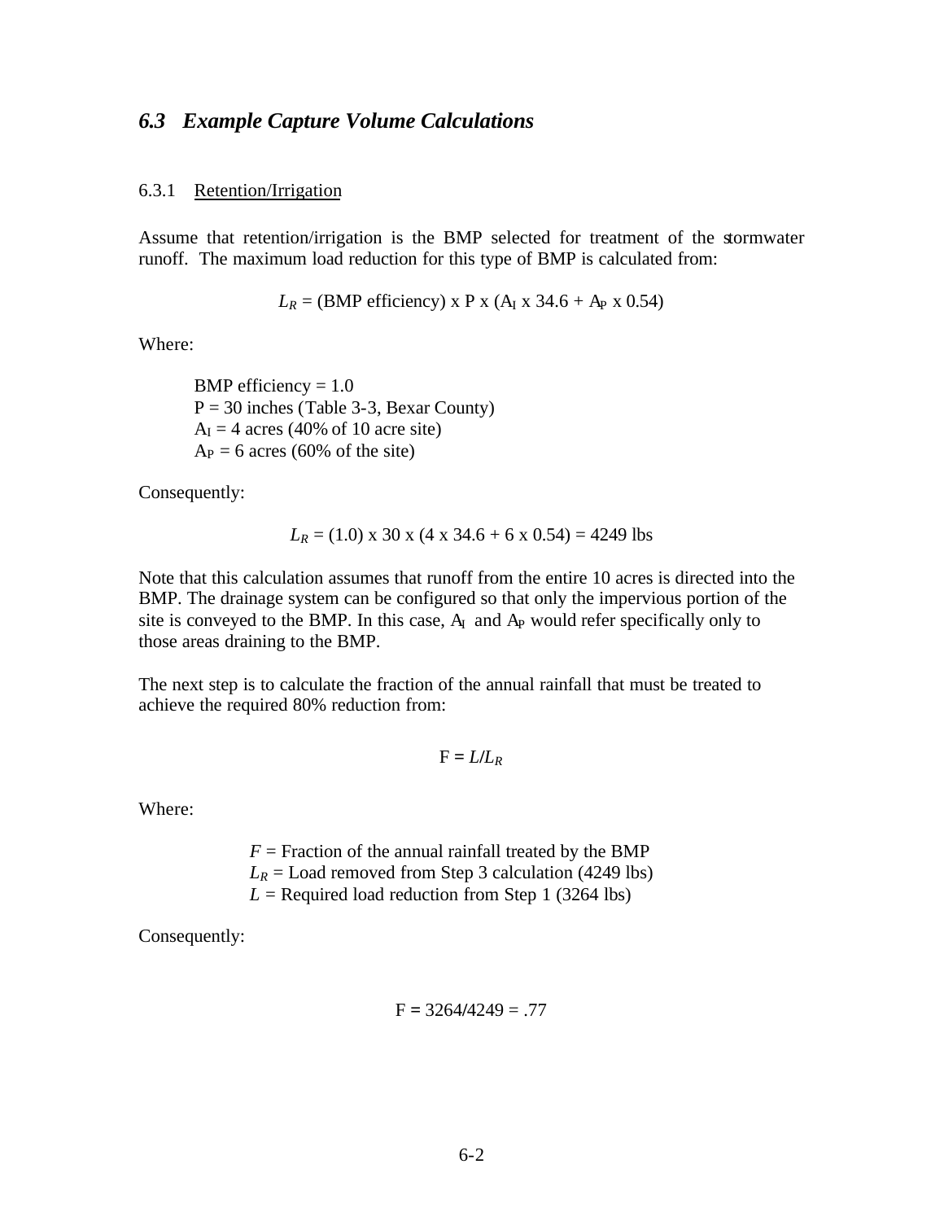## 6.3 *Example Capture Volume Calculations*

### 6.3.1 Retention/Irrigation

Assume that retention/irrigation is the BMP selected for treatment of the stormwater runoff. The maximum load reduction for this type of BMP is calculated from:

$$L_R = \text{(BMP efficiency)} \times P \times (A_I \times 34.6 + A_P \times 0.54)$$

Where:

BMP efficiency = 1.0
P = 30 inches (Table 3-3, Bexar County)
$A_I$ = 4 acres (40% of 10 acre site)
$A_P$ = 6 acres (60% of the site)

Consequently:

$$L_R = (1.0) \times 30 \times (4 \times 34.6 + 6 \times 0.54) = 4249 \text{ lbs}$$

Note that this calculation assumes that runoff from the entire 10 acres is directed into the BMP. The drainage system can be configured so that only the impervious portion of the site is conveyed to the BMP. In this case, $A_I$ and $A_P$ would refer specifically only to those areas draining to the BMP.

The next step is to calculate the fraction of the annual rainfall that must be treated to achieve the required 80% reduction from:

$$F = L/L_R$$

Where:

$F$ = Fraction of the annual rainfall treated by the BMP
$L_R$ = Load removed from Step 3 calculation (4249 lbs)
$L$ = Required load reduction from Step 1 (3264 lbs)

Consequently:

$$F = 3264/4249 = .77$$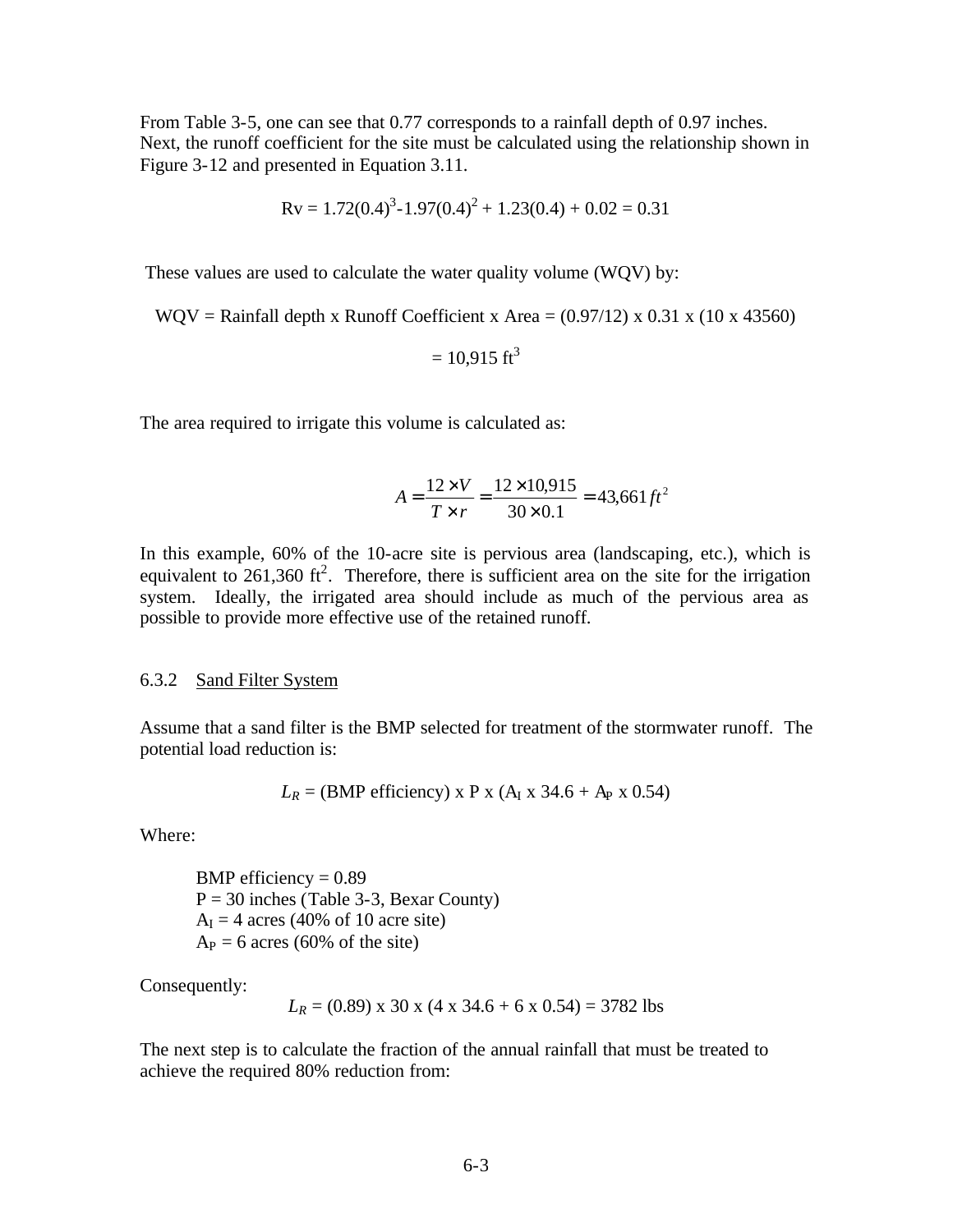From Table 3-5, one can see that 0.77 corresponds to a rainfall depth of 0.97 inches. Next, the runoff coefficient for the site must be calculated using the relationship shown in Figure 3-12 and presented in Equation 3.11.

$$Rv = 1.72(0.4)^3 - 1.97(0.4)^2 + 1.23(0.4) + 0.02 = 0.31$$

These values are used to calculate the water quality volume (WQV) by:

$$WQV = \text{Rainfall depth} \times \text{Runoff Coefficient} \times \text{Area} = (0.97/12) \times 0.31 \times (10 \times 43560)$$

$$= 10{,}915 \text{ ft}^3$$

The area required to irrigate this volume is calculated as:

$$A = \frac{12 \times V}{T \times r} = \frac{12 \times 10{,}915}{30 \times 0.1} = 43{,}661\,ft^2$$

In this example, 60% of the 10-acre site is pervious area (landscaping, etc.), which is equivalent to 261,360 ft$^2$. Therefore, there is sufficient area on the site for the irrigation system. Ideally, the irrigated area should include as much of the pervious area as possible to provide more effective use of the retained runoff.

### 6.3.2 Sand Filter System

Assume that a sand filter is the BMP selected for treatment of the stormwater runoff. The potential load reduction is:

$$L_R = (\text{BMP efficiency}) \times P \times (A_I \times 34.6 + A_P \times 0.54)$$

Where:

BMP efficiency = 0.89
P = 30 inches (Table 3-3, Bexar County)
$A_I$ = 4 acres (40% of 10 acre site)
$A_P$ = 6 acres (60% of the site)

Consequently:

$$L_R = (0.89) \times 30 \times (4 \times 34.6 + 6 \times 0.54) = 3782 \text{ lbs}$$

The next step is to calculate the fraction of the annual rainfall that must be treated to achieve the required 80% reduction from: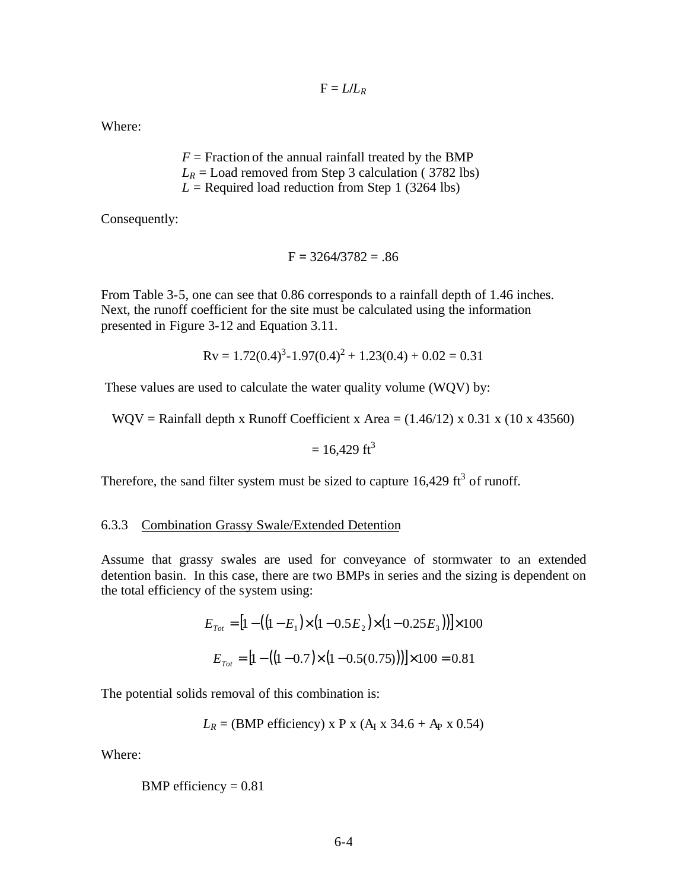$$F = L/L_R$$

Where:

> $F$ = Fraction of the annual rainfall treated by the BMP
> $L_R$ = Load removed from Step 3 calculation ( 3782 lbs)
> $L$ = Required load reduction from Step 1 (3264 lbs)

Consequently:

$$F = 3264/3782 = .86$$

From Table 3-5, one can see that 0.86 corresponds to a rainfall depth of 1.46 inches. Next, the runoff coefficient for the site must be calculated using the information presented in Figure 3-12 and Equation 3.11.

$$Rv = 1.72(0.4)^3 - 1.97(0.4)^2 + 1.23(0.4) + 0.02 = 0.31$$

These values are used to calculate the water quality volume (WQV) by:

$$\text{WQV} = \text{Rainfall depth x Runoff Coefficient x Area} = (1.46/12) \times 0.31 \times (10 \times 43560)$$

$$= 16{,}429 \text{ ft}^3$$

Therefore, the sand filter system must be sized to capture 16,429 $ft^3$ of runoff.

### 6.3.3 Combination Grassy Swale/Extended Detention

Assume that grassy swales are used for conveyance of stormwater to an extended detention basin. In this case, there are two BMPs in series and the sizing is dependent on the total efficiency of the system using:

$$E_{Tot} = \left[1 - \left((1 - E_1) \times (1 - 0.5E_2) \times (1 - 0.25E_3)\right)\right] \times 100$$

$$E_{Tot} = \left[1 - \left((1 - 0.7) \times (1 - 0.5(0.75))\right)\right] \times 100 = 0.81$$

The potential solids removal of this combination is:

$$L_R = (\text{BMP efficiency}) \times P \times (A_I \times 34.6 + A_P \times 0.54)$$

Where:

BMP efficiency = 0.81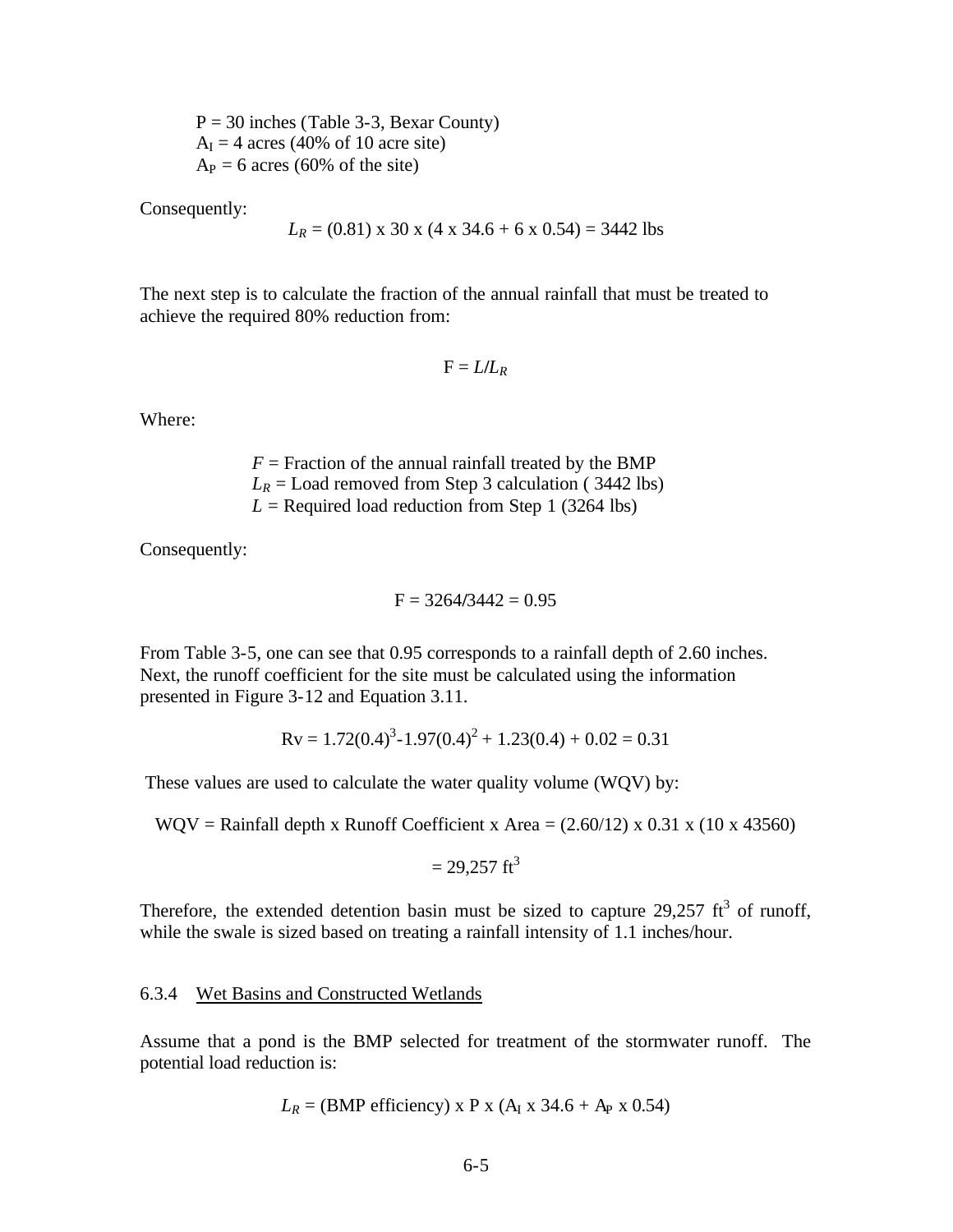$P = 30$ inches (Table 3-3, Bexar County)
$A_I = 4$ acres (40% of 10 acre site)
$A_P = 6$ acres (60% of the site)

Consequently:

$$L_R = (0.81) \times 30 \times (4 \times 34.6 + 6 \times 0.54) = 3442 \text{ lbs}$$

The next step is to calculate the fraction of the annual rainfall that must be treated to achieve the required 80% reduction from:

$$F = L/L_R$$

Where:

$F$ = Fraction of the annual rainfall treated by the BMP
$L_R$ = Load removed from Step 3 calculation ( 3442 lbs)
$L$ = Required load reduction from Step 1 (3264 lbs)

Consequently:

$$F = 3264/3442 = 0.95$$

From Table 3-5, one can see that 0.95 corresponds to a rainfall depth of 2.60 inches. Next, the runoff coefficient for the site must be calculated using the information presented in Figure 3-12 and Equation 3.11.

$$Rv = 1.72(0.4)^3 - 1.97(0.4)^2 + 1.23(0.4) + 0.02 = 0.31$$

These values are used to calculate the water quality volume (WQV) by:

$$WQV = \text{Rainfall depth} \times \text{Runoff Coefficient} \times \text{Area} = (2.60/12) \times 0.31 \times (10 \times 43560)$$

$$= 29{,}257 \text{ ft}^3$$

Therefore, the extended detention basin must be sized to capture 29,257 $ft^3$ of runoff, while the swale is sized based on treating a rainfall intensity of 1.1 inches/hour.

### 6.3.4 Wet Basins and Constructed Wetlands

Assume that a pond is the BMP selected for treatment of the stormwater runoff. The potential load reduction is:

$$L_R = (\text{BMP efficiency}) \times P \times (A_I \times 34.6 + A_P \times 0.54)$$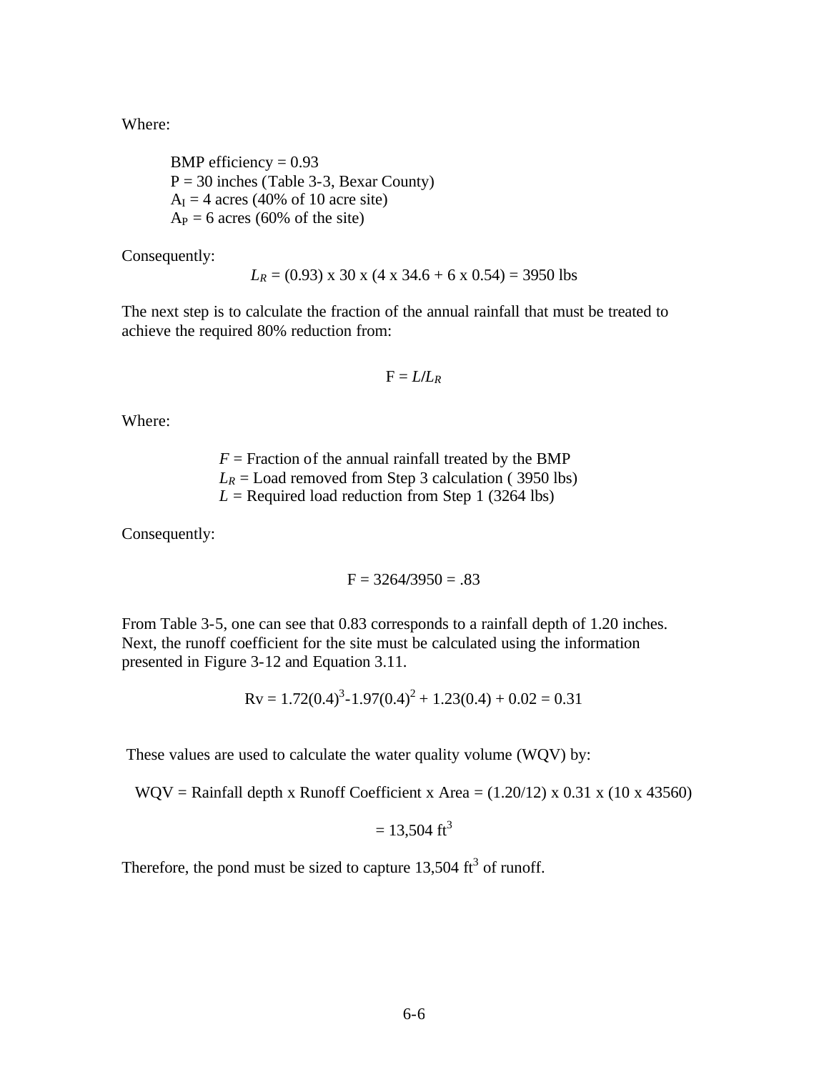Where:

BMP efficiency = 0.93
P = 30 inches (Table 3-3, Bexar County)
$A_I$ = 4 acres (40% of 10 acre site)
$A_P$ = 6 acres (60% of the site)

Consequently:

$$L_R = (0.93) \times 30 \times (4 \times 34.6 + 6 \times 0.54) = 3950 \text{ lbs}$$

The next step is to calculate the fraction of the annual rainfall that must be treated to achieve the required 80% reduction from:

$$F = L/L_R$$

Where:

$F$ = Fraction of the annual rainfall treated by the BMP
$L_R$ = Load removed from Step 3 calculation ( 3950 lbs)
$L$ = Required load reduction from Step 1 (3264 lbs)

Consequently:

$$F = 3264/3950 = .83$$

From Table 3-5, one can see that 0.83 corresponds to a rainfall depth of 1.20 inches. Next, the runoff coefficient for the site must be calculated using the information presented in Figure 3-12 and Equation 3.11.

$$Rv = 1.72(0.4)^3 - 1.97(0.4)^2 + 1.23(0.4) + 0.02 = 0.31$$

These values are used to calculate the water quality volume (WQV) by:

$$WQV = \text{Rainfall depth} \times \text{Runoff Coefficient} \times \text{Area} = (1.20/12) \times 0.31 \times (10 \times 43560)$$

$$= 13{,}504 \text{ ft}^3$$

Therefore, the pond must be sized to capture 13,504 $ft^3$ of runoff.